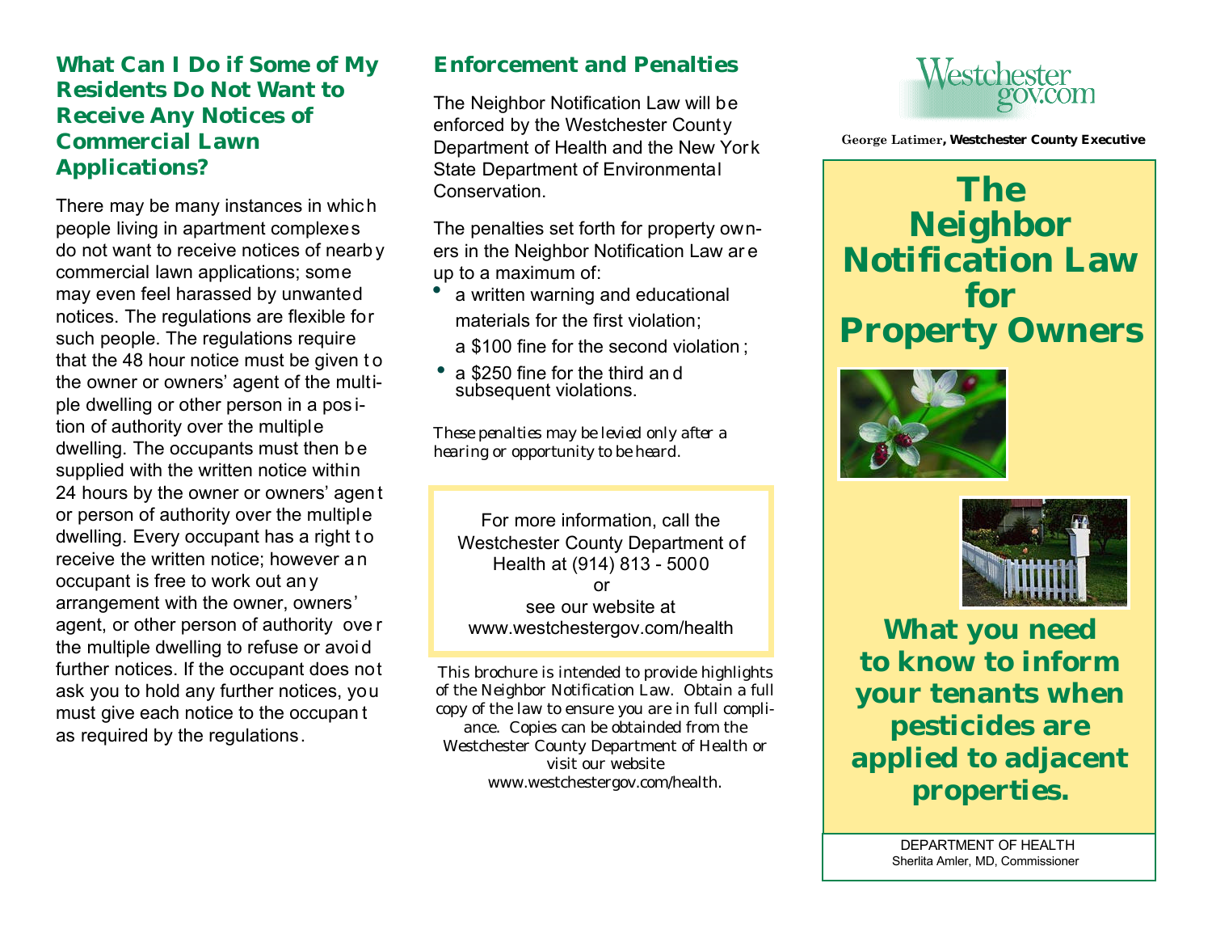## What Can I Do if Some of My Residents Do Not Want to Receive Any Notices of Commercial Lawn Applications?

There may be many instances in which people living in apartment complexes do not want to receive notices of nearby commercial lawn applications; some may even feel harassed by unwanted notices. The regulations are flexible for such people. The regulations require that the 48 hour notice must be given to the owner or owners' agent of the multiple dwelling or other person in a position of authority over the multiple dwelling. The occupants must then be supplied with the written notice within 24 hours by the owner or owners' agent or person of authority over the multiple dwelling. Every occupant has a right to receive the written notice; however an occupant is free to work out any arrangement with the owner, owners' agent, or other person of authority over the multiple dwelling to refuse or avoid further notices. If the occupant does not ask you to hold any further notices, you must give each notice to the occupant as required by the regulations.

## Enforcement and Penalties

The Neighbor Notification Law will be enforced by the Westchester County Department of Health and the New York State Department of Environmental Conservation.

The penalties set forth for property owners in the Neighbor Notification Law are up to a maximum of:

- a written warning and educational materials for the first violation;
  a $100 fine for the second violation;
- a $250 fine for the third and subsequent violations.

*These penalties may be levied only after a hearing or opportunity to be heard.*

For more information, call the Westchester County Department of Health at (914) 813 - 5000
or
see our website at
www.westchestergov.com/health

This brochure is intended to provide highlights of the Neighbor Notification Law. Obtain a full copy of the law to ensure you are in full compliance. Copies can be obtainded from the Westchester County Department of Health or visit our website www.westchestergov.com/health.

Westchestergov.com

George Latimer, **Westchester County Executive**

# The Neighbor Notification Law for Property Owners

## What you need to know to inform your tenants when pesticides are applied to adjacent properties.

DEPARTMENT OF HEALTH
Sherlita Amler, MD, Commissioner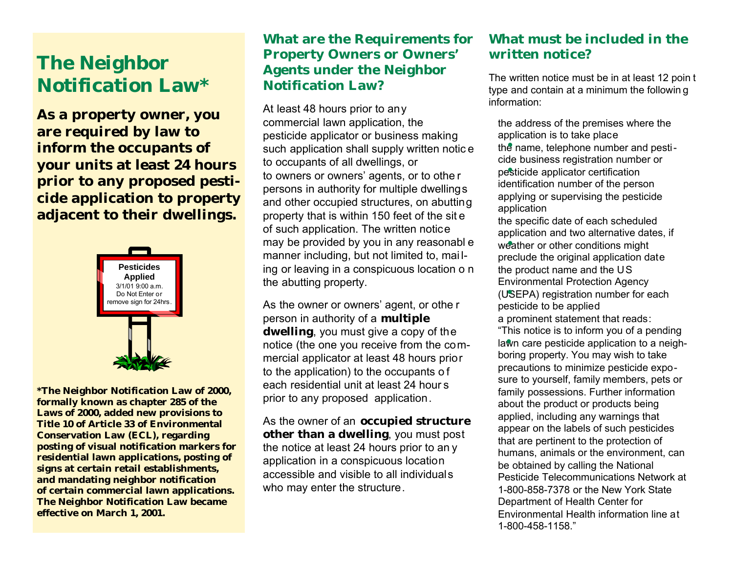# The Neighbor Notification Law*

**As a property owner, you are required by law to inform the occupants of your units at least 24 hours prior to any proposed pesticide application to property adjacent to their dwellings.**

Pesticides Applied
3/1/01 9:00 a.m.
Do Not Enter or remove sign for 24hrs.

**\*The Neighbor Notification Law of 2000, formally known as chapter 285 of the Laws of 2000, added new provisions to Title 10 of Article 33 of Environmental Conservation Law (ECL), regarding posting of visual notification markers for residential lawn applications, posting of signs at certain retail establishments, and mandating neighbor notification of certain commercial lawn applications. The Neighbor Notification Law became effective on March 1, 2001.**

## What are the Requirements for Property Owners or Owners' Agents under the Neighbor Notification Law?

At least 48 hours prior to any commercial lawn application, the pesticide applicator or business making such application shall supply written notice to occupants of all dwellings, or to owners or owners' agents, or to other persons in authority for multiple dwellings and other occupied structures, on abutting property that is within 150 feet of the site of such application. The written notice may be provided by you in any reasonable manner including, but not limited to, mailing or leaving in a conspicuous location on the abutting property.

As the owner or owners' agent, or other person in authority of a **multiple dwelling**, you must give a copy of the notice (the one you receive from the commercial applicator at least 48 hours prior to the application) to the occupants of each residential unit at least 24 hours prior to any proposed application.

As the owner of an **occupied structure other than a dwelling**, you must post the notice at least 24 hours prior to any application in a conspicuous location accessible and visible to all individuals who may enter the structure.

## What must be included in the written notice?

The written notice must be in at least 12 point type and contain at a minimum the following information:

- the address of the premises where the application is to take place
- the name, telephone number and pesticide business registration number or pesticide applicator certification identification number of the person applying or supervising the pesticide application
- the specific date of each scheduled application and two alternative dates, if weather or other conditions might preclude the original application date
- the product name and the US Environmental Protection Agency (USEPA) registration number for each pesticide to be applied
- a prominent statement that reads: "This notice is to inform you of a pending lawn care pesticide application to a neighboring property. You may wish to take precautions to minimize pesticide exposure to yourself, family members, pets or family possessions. Further information about the product or products being applied, including any warnings that appear on the labels of such pesticides that are pertinent to the protection of humans, animals or the environment, can be obtained by calling the National Pesticide Telecommunications Network at 1-800-858-7378 or the New York State Department of Health Center for Environmental Health information line at 1-800-458-1158."